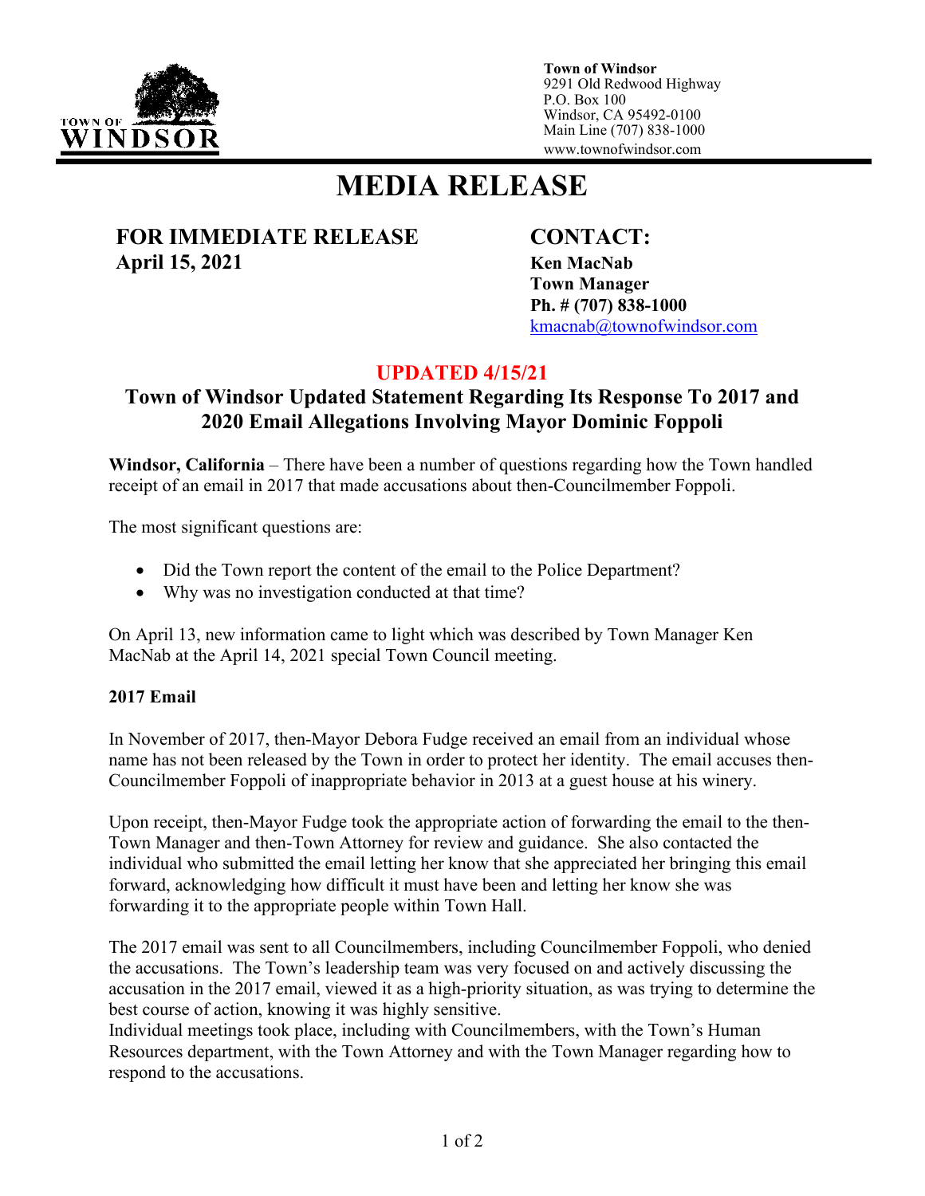**Town of Windsor**
9291 Old Redwood Highway
P.O. Box 100
Windsor, CA 95492-0100
Main Line (707) 838-1000
www.townofwindsor.com

# MEDIA RELEASE

**FOR IMMEDIATE RELEASE**
**April 15, 2021**

**CONTACT:**
**Ken MacNab**
**Town Manager**
**Ph. # (707) 838-1000**
kmacnab@townofwindsor.com

**UPDATED 4/15/21**

## Town of Windsor Updated Statement Regarding Its Response To 2017 and 2020 Email Allegations Involving Mayor Dominic Foppoli

**Windsor, California** – There have been a number of questions regarding how the Town handled receipt of an email in 2017 that made accusations about then-Councilmember Foppoli.

The most significant questions are:

- Did the Town report the content of the email to the Police Department?
- Why was no investigation conducted at that time?

On April 13, new information came to light which was described by Town Manager Ken MacNab at the April 14, 2021 special Town Council meeting.

### 2017 Email

In November of 2017, then-Mayor Debora Fudge received an email from an individual whose name has not been released by the Town in order to protect her identity. The email accuses then-Councilmember Foppoli of inappropriate behavior in 2013 at a guest house at his winery.

Upon receipt, then-Mayor Fudge took the appropriate action of forwarding the email to the then-Town Manager and then-Town Attorney for review and guidance. She also contacted the individual who submitted the email letting her know that she appreciated her bringing this email forward, acknowledging how difficult it must have been and letting her know she was forwarding it to the appropriate people within Town Hall.

The 2017 email was sent to all Councilmembers, including Councilmember Foppoli, who denied the accusations. The Town's leadership team was very focused on and actively discussing the accusation in the 2017 email, viewed it as a high-priority situation, as was trying to determine the best course of action, knowing it was highly sensitive.
Individual meetings took place, including with Councilmembers, with the Town's Human Resources department, with the Town Attorney and with the Town Manager regarding how to respond to the accusations.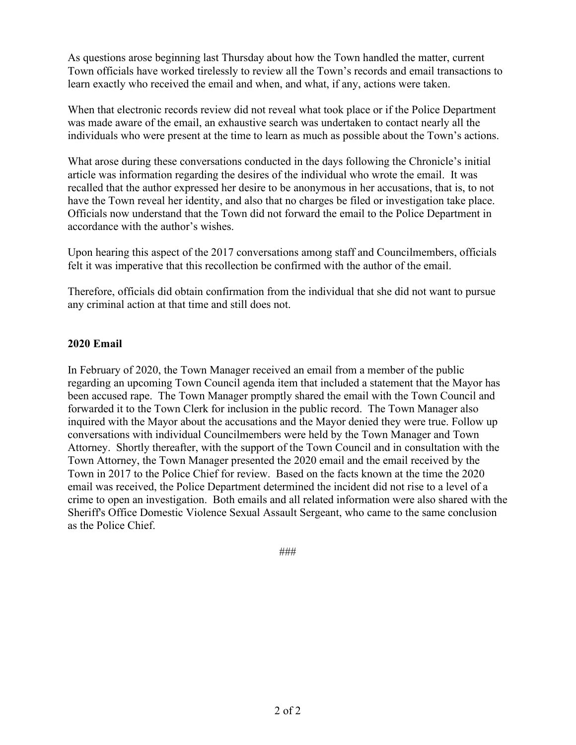As questions arose beginning last Thursday about how the Town handled the matter, current Town officials have worked tirelessly to review all the Town's records and email transactions to learn exactly who received the email and when, and what, if any, actions were taken.

When that electronic records review did not reveal what took place or if the Police Department was made aware of the email, an exhaustive search was undertaken to contact nearly all the individuals who were present at the time to learn as much as possible about the Town's actions.

What arose during these conversations conducted in the days following the Chronicle's initial article was information regarding the desires of the individual who wrote the email. It was recalled that the author expressed her desire to be anonymous in her accusations, that is, to not have the Town reveal her identity, and also that no charges be filed or investigation take place. Officials now understand that the Town did not forward the email to the Police Department in accordance with the author's wishes.

Upon hearing this aspect of the 2017 conversations among staff and Councilmembers, officials felt it was imperative that this recollection be confirmed with the author of the email.

Therefore, officials did obtain confirmation from the individual that she did not want to pursue any criminal action at that time and still does not.

**2020 Email**

In February of 2020, the Town Manager received an email from a member of the public regarding an upcoming Town Council agenda item that included a statement that the Mayor has been accused rape. The Town Manager promptly shared the email with the Town Council and forwarded it to the Town Clerk for inclusion in the public record. The Town Manager also inquired with the Mayor about the accusations and the Mayor denied they were true. Follow up conversations with individual Councilmembers were held by the Town Manager and Town Attorney. Shortly thereafter, with the support of the Town Council and in consultation with the Town Attorney, the Town Manager presented the 2020 email and the email received by the Town in 2017 to the Police Chief for review. Based on the facts known at the time the 2020 email was received, the Police Department determined the incident did not rise to a level of a crime to open an investigation. Both emails and all related information were also shared with the Sheriff's Office Domestic Violence Sexual Assault Sergeant, who came to the same conclusion as the Police Chief.

###